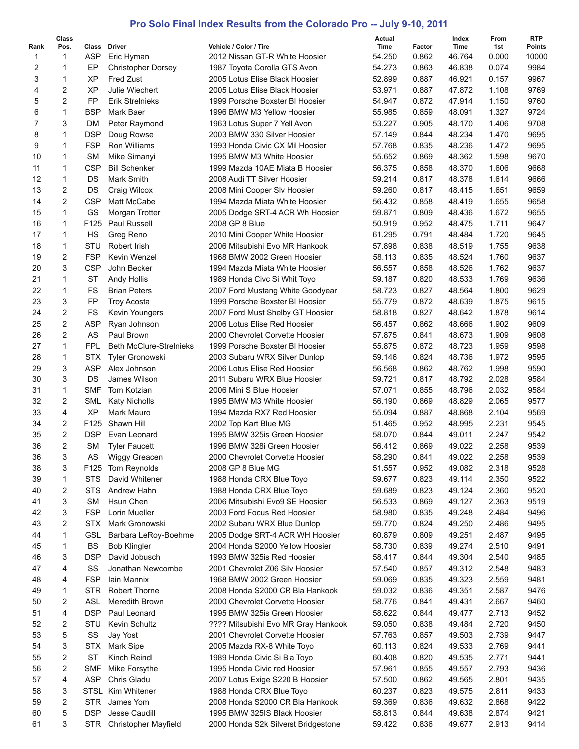# Pro Solo Final Index Results from the Colorado Pro -- July 9-10, 2011

| Rank | Class Pos. | Class | Driver | Vehicle / Color / Tire | Actual Time | Factor | Index Time | From 1st | RTP Points |
|---|---|---|---|---|---|---|---|---|---|
| 1 | 1 | ASP | Eric Hyman | 2012 Nissan GT-R White Hoosier | 54.250 | 0.862 | 46.764 | 0.000 | 10000 |
| 2 | 1 | EP | Christopher Dorsey | 1987 Toyota Corolla GTS Avon | 54.273 | 0.863 | 46.838 | 0.074 | 9984 |
| 3 | 1 | XP | Fred Zust | 2005 Lotus Elise Black Hoosier | 52.899 | 0.887 | 46.921 | 0.157 | 9967 |
| 4 | 2 | XP | Julie Wiechert | 2005 Lotus Elise Black Hoosier | 53.971 | 0.887 | 47.872 | 1.108 | 9769 |
| 5 | 2 | FP | Erik Strelnieks | 1999 Porsche Boxster Bl Hoosier | 54.947 | 0.872 | 47.914 | 1.150 | 9760 |
| 6 | 1 | BSP | Mark Baer | 1996 BMW M3 Yellow Hoosier | 55.985 | 0.859 | 48.091 | 1.327 | 9724 |
| 7 | 3 | DM | Peter Raymond | 1963 Lotus Super 7 Yell Avon | 53.227 | 0.905 | 48.170 | 1.406 | 9708 |
| 8 | 1 | DSP | Doug Rowse | 2003 BMW 330 Silver Hoosier | 57.149 | 0.844 | 48.234 | 1.470 | 9695 |
| 9 | 1 | FSP | Ron Williams | 1993 Honda Civic CX Mil Hoosier | 57.768 | 0.835 | 48.236 | 1.472 | 9695 |
| 10 | 1 | SM | Mike Simanyi | 1995 BMW M3 White Hoosier | 55.652 | 0.869 | 48.362 | 1.598 | 9670 |
| 11 | 1 | CSP | Bill Schenker | 1999 Mazda 10AE Miata B Hoosier | 56.375 | 0.858 | 48.370 | 1.606 | 9668 |
| 12 | 1 | DS | Mark Smith | 2008 Audi TT Silver Hoosier | 59.214 | 0.817 | 48.378 | 1.614 | 9666 |
| 13 | 2 | DS | Craig Wilcox | 2008 Mini Cooper Slv Hoosier | 59.260 | 0.817 | 48.415 | 1.651 | 9659 |
| 14 | 2 | CSP | Matt McCabe | 1994 Mazda Miata White Hoosier | 56.432 | 0.858 | 48.419 | 1.655 | 9658 |
| 15 | 1 | GS | Morgan Trotter | 2005 Dodge SRT-4 ACR Wh Hoosier | 59.871 | 0.809 | 48.436 | 1.672 | 9655 |
| 16 | 1 | F125 | Paul Russell | 2008 GP 8 Blue | 50.919 | 0.952 | 48.475 | 1.711 | 9647 |
| 17 | 1 | HS | Greg Reno | 2010 Mini Cooper White Hoosier | 61.295 | 0.791 | 48.484 | 1.720 | 9645 |
| 18 | 1 | STU | Robert Irish | 2006 Mitsubishi Evo MR Hankook | 57.898 | 0.838 | 48.519 | 1.755 | 9638 |
| 19 | 2 | FSP | Kevin Wenzel | 1968 BMW 2002 Green Hoosier | 58.113 | 0.835 | 48.524 | 1.760 | 9637 |
| 20 | 3 | CSP | John Becker | 1994 Mazda Miata White Hoosier | 56.557 | 0.858 | 48.526 | 1.762 | 9637 |
| 21 | 1 | ST | Andy Hollis | 1989 Honda Civc Si Whit Toyo | 59.187 | 0.820 | 48.533 | 1.769 | 9636 |
| 22 | 1 | FS | Brian Peters | 2007 Ford Mustang White Goodyear | 58.723 | 0.827 | 48.564 | 1.800 | 9629 |
| 23 | 3 | FP | Troy Acosta | 1999 Porsche Boxster Bl Hoosier | 55.779 | 0.872 | 48.639 | 1.875 | 9615 |
| 24 | 2 | FS | Kevin Youngers | 2007 Ford Must Shelby GT Hoosier | 58.818 | 0.827 | 48.642 | 1.878 | 9614 |
| 25 | 2 | ASP | Ryan Johnson | 2006 Lotus Elise Red Hoosier | 56.457 | 0.862 | 48.666 | 1.902 | 9609 |
| 26 | 2 | AS | Paul Brown | 2000 Chevrolet Corvette Hoosier | 57.875 | 0.841 | 48.673 | 1.909 | 9608 |
| 27 | 1 | FPL | Beth McClure-Strelnieks | 1999 Porsche Boxster Bl Hoosier | 55.875 | 0.872 | 48.723 | 1.959 | 9598 |
| 28 | 1 | STX | Tyler Gronowski | 2003 Subaru WRX Silver Dunlop | 59.146 | 0.824 | 48.736 | 1.972 | 9595 |
| 29 | 3 | ASP | Alex Johnson | 2006 Lotus Elise Red Hoosier | 56.568 | 0.862 | 48.762 | 1.998 | 9590 |
| 30 | 3 | DS | James Wilson | 2011 Subaru WRX Blue Hoosier | 59.721 | 0.817 | 48.792 | 2.028 | 9584 |
| 31 | 1 | SMF | Tom Kotzian | 2006 Mini S Blue Hoosier | 57.071 | 0.855 | 48.796 | 2.032 | 9584 |
| 32 | 2 | SML | Katy Nicholls | 1995 BMW M3 White Hoosier | 56.190 | 0.869 | 48.829 | 2.065 | 9577 |
| 33 | 4 | XP | Mark Mauro | 1994 Mazda RX7 Red Hoosier | 55.094 | 0.887 | 48.868 | 2.104 | 9569 |
| 34 | 2 | F125 | Shawn Hill | 2002 Top Kart Blue MG | 51.465 | 0.952 | 48.995 | 2.231 | 9545 |
| 35 | 2 | DSP | Evan Leonard | 1995 BMW 325is Green Hoosier | 58.070 | 0.844 | 49.011 | 2.247 | 9542 |
| 36 | 2 | SM | Tyler Faucett | 1996 BMW 328i Green Hoosier | 56.412 | 0.869 | 49.022 | 2.258 | 9539 |
| 36 | 3 | AS | Wiggy Greacen | 2000 Chevrolet Corvette Hoosier | 58.290 | 0.841 | 49.022 | 2.258 | 9539 |
| 38 | 3 | F125 | Tom Reynolds | 2008 GP 8 Blue MG | 51.557 | 0.952 | 49.082 | 2.318 | 9528 |
| 39 | 1 | STS | David Whitener | 1988 Honda CRX Blue Toyo | 59.677 | 0.823 | 49.114 | 2.350 | 9522 |
| 40 | 2 | STS | Andrew Hahn | 1988 Honda CRX Blue Toyo | 59.689 | 0.823 | 49.124 | 2.360 | 9520 |
| 41 | 3 | SM | Hsun Chen | 2006 Mitsubishi Evo9 SE Hoosier | 56.533 | 0.869 | 49.127 | 2.363 | 9519 |
| 42 | 3 | FSP | Lorin Mueller | 2003 Ford Focus Red Hoosier | 58.980 | 0.835 | 49.248 | 2.484 | 9496 |
| 43 | 2 | STX | Mark Gronowski | 2002 Subaru WRX Blue Dunlop | 59.770 | 0.824 | 49.250 | 2.486 | 9495 |
| 44 | 1 | GSL | Barbara LeRoy-Boehme | 2005 Dodge SRT-4 ACR WH Hoosier | 60.879 | 0.809 | 49.251 | 2.487 | 9495 |
| 45 | 1 | BS | Bob Klingler | 2004 Honda S2000 Yellow Hoosier | 58.730 | 0.839 | 49.274 | 2.510 | 9491 |
| 46 | 3 | DSP | David Jobusch | 1993 BMW 325is Red Hoosier | 58.417 | 0.844 | 49.304 | 2.540 | 9485 |
| 47 | 4 | SS | Jonathan Newcombe | 2001 Chevrolet Z06 Silv Hoosier | 57.540 | 0.857 | 49.312 | 2.548 | 9483 |
| 48 | 4 | FSP | Iain Mannix | 1968 BMW 2002 Green Hoosier | 59.069 | 0.835 | 49.323 | 2.559 | 9481 |
| 49 | 1 | STR | Robert Thorne | 2008 Honda S2000 CR Bla Hankook | 59.032 | 0.836 | 49.351 | 2.587 | 9476 |
| 50 | 2 | ASL | Meredith Brown | 2000 Chevrolet Corvette Hoosier | 58.776 | 0.841 | 49.431 | 2.667 | 9460 |
| 51 | 4 | DSP | Paul Leonard | 1995 BMW 325is Green Hoosier | 58.622 | 0.844 | 49.477 | 2.713 | 9452 |
| 52 | 2 | STU | Kevin Schultz | ???? Mitsubishi Evo MR Gray Hankook | 59.050 | 0.838 | 49.484 | 2.720 | 9450 |
| 53 | 5 | SS | Jay Yost | 2001 Chevrolet Corvette Hoosier | 57.763 | 0.857 | 49.503 | 2.739 | 9447 |
| 54 | 3 | STX | Mark Sipe | 2005 Mazda RX-8 White Toyo | 60.113 | 0.824 | 49.533 | 2.769 | 9441 |
| 55 | 2 | ST | Kinch Reindl | 1989 Honda Civic Si Bla Toyo | 60.408 | 0.820 | 49.535 | 2.771 | 9441 |
| 56 | 2 | SMF | Mike Forsythe | 1995 Honda Civic red Hoosier | 57.961 | 0.855 | 49.557 | 2.793 | 9436 |
| 57 | 4 | ASP | Chris Gladu | 2007 Lotus Exige S220 B Hoosier | 57.500 | 0.862 | 49.565 | 2.801 | 9435 |
| 58 | 3 | STSL | Kim Whitener | 1988 Honda CRX Blue Toyo | 60.237 | 0.823 | 49.575 | 2.811 | 9433 |
| 59 | 2 | STR | James Yom | 2008 Honda S2000 CR Bla Hankook | 59.369 | 0.836 | 49.632 | 2.868 | 9422 |
| 60 | 5 | DSP | Jesse Caudill | 1995 BMW 325IS Black Hoosier | 58.813 | 0.844 | 49.638 | 2.874 | 9421 |
| 61 | 3 | STR | Christopher Mayfield | 2000 Honda S2k Silverst Bridgestone | 59.422 | 0.836 | 49.677 | 2.913 | 9414 |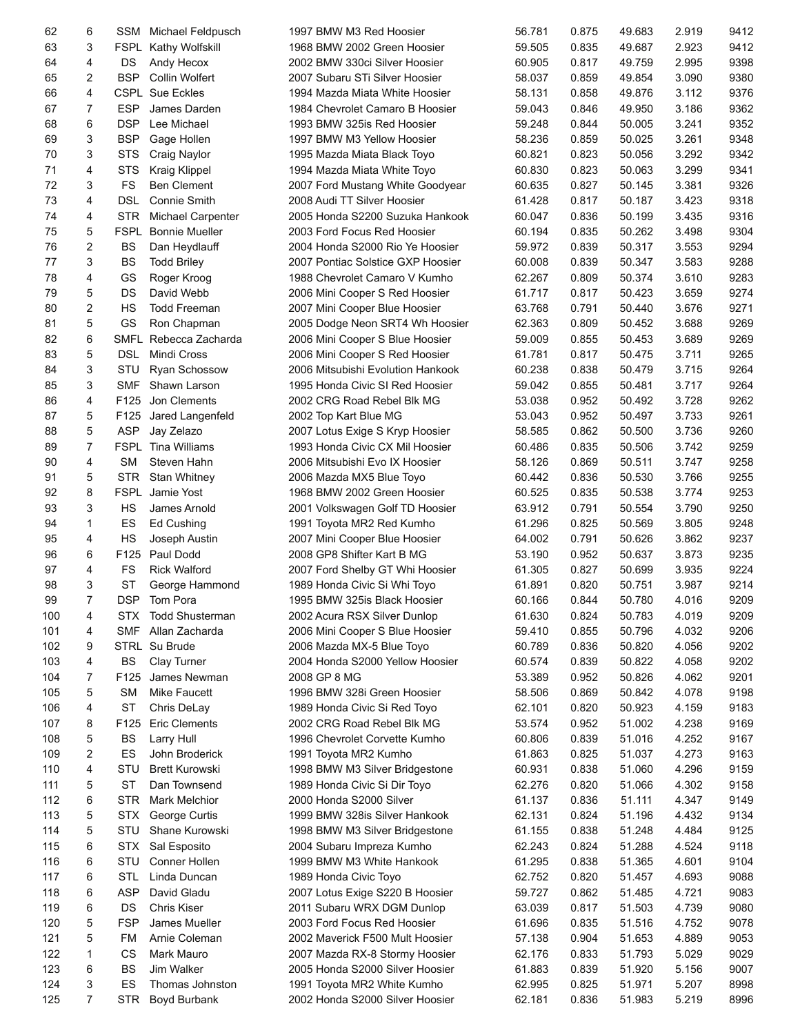| | | | | | | | | | |
|---|---|---|---|---|---|---|---|---|---|
| 62 | 6 | SSM | Michael Feldpusch | 1997 BMW M3 Red Hoosier | 56.781 | 0.875 | 49.683 | 2.919 | 9412 |
| 63 | 3 | FSPL | Kathy Wolfskill | 1968 BMW 2002 Green Hoosier | 59.505 | 0.835 | 49.687 | 2.923 | 9412 |
| 64 | 4 | DS | Andy Hecox | 2002 BMW 330ci Silver Hoosier | 60.905 | 0.817 | 49.759 | 2.995 | 9398 |
| 65 | 2 | BSP | Collin Wolfert | 2007 Subaru STi Silver Hoosier | 58.037 | 0.859 | 49.854 | 3.090 | 9380 |
| 66 | 4 | CSPL | Sue Eckles | 1994 Mazda Miata White Hoosier | 58.131 | 0.858 | 49.876 | 3.112 | 9376 |
| 67 | 7 | ESP | James Darden | 1984 Chevrolet Camaro B Hoosier | 59.043 | 0.846 | 49.950 | 3.186 | 9362 |
| 68 | 6 | DSP | Lee Michael | 1993 BMW 325is Red Hoosier | 59.248 | 0.844 | 50.005 | 3.241 | 9352 |
| 69 | 3 | BSP | Gage Hollen | 1997 BMW M3 Yellow Hoosier | 58.236 | 0.859 | 50.025 | 3.261 | 9348 |
| 70 | 3 | STS | Craig Naylor | 1995 Mazda Miata Black Toyo | 60.821 | 0.823 | 50.056 | 3.292 | 9342 |
| 71 | 4 | STS | Kraig Klippel | 1994 Mazda Miata White Toyo | 60.830 | 0.823 | 50.063 | 3.299 | 9341 |
| 72 | 3 | FS | Ben Clement | 2007 Ford Mustang White Goodyear | 60.635 | 0.827 | 50.145 | 3.381 | 9326 |
| 73 | 4 | DSL | Connie Smith | 2008 Audi TT Silver Hoosier | 61.428 | 0.817 | 50.187 | 3.423 | 9318 |
| 74 | 4 | STR | Michael Carpenter | 2005 Honda S2200 Suzuka Hankook | 60.047 | 0.836 | 50.199 | 3.435 | 9316 |
| 75 | 5 | FSPL | Bonnie Mueller | 2003 Ford Focus Red Hoosier | 60.194 | 0.835 | 50.262 | 3.498 | 9304 |
| 76 | 2 | BS | Dan Heydlauff | 2004 Honda S2000 Rio Ye Hoosier | 59.972 | 0.839 | 50.317 | 3.553 | 9294 |
| 77 | 3 | BS | Todd Briley | 2007 Pontiac Solstice GXP Hoosier | 60.008 | 0.839 | 50.347 | 3.583 | 9288 |
| 78 | 4 | GS | Roger Kroog | 1988 Chevrolet Camaro V Kumho | 62.267 | 0.809 | 50.374 | 3.610 | 9283 |
| 79 | 5 | DS | David Webb | 2006 Mini Cooper S Red Hoosier | 61.717 | 0.817 | 50.423 | 3.659 | 9274 |
| 80 | 2 | HS | Todd Freeman | 2007 Mini Cooper Blue Hoosier | 63.768 | 0.791 | 50.440 | 3.676 | 9271 |
| 81 | 5 | GS | Ron Chapman | 2005 Dodge Neon SRT4 Wh Hoosier | 62.363 | 0.809 | 50.452 | 3.688 | 9269 |
| 82 | 6 | SMFL | Rebecca Zacharda | 2006 Mini Cooper S Blue Hoosier | 59.009 | 0.855 | 50.453 | 3.689 | 9269 |
| 83 | 5 | DSL | Mindi Cross | 2006 Mini Cooper S Red Hoosier | 61.781 | 0.817 | 50.475 | 3.711 | 9265 |
| 84 | 3 | STU | Ryan Schossow | 2006 Mitsubishi Evolution Hankook | 60.238 | 0.838 | 50.479 | 3.715 | 9264 |
| 85 | 3 | SMF | Shawn Larson | 1995 Honda Civic SI Red Hoosier | 59.042 | 0.855 | 50.481 | 3.717 | 9264 |
| 86 | 4 | F125 | Jon Clements | 2002 CRG Road Rebel Blk MG | 53.038 | 0.952 | 50.492 | 3.728 | 9262 |
| 87 | 5 | F125 | Jared Langenfeld | 2002 Top Kart Blue MG | 53.043 | 0.952 | 50.497 | 3.733 | 9261 |
| 88 | 5 | ASP | Jay Zelazo | 2007 Lotus Exige S Kryp Hoosier | 58.585 | 0.862 | 50.500 | 3.736 | 9260 |
| 89 | 7 | FSPL | Tina Williams | 1993 Honda Civic CX Mil Hoosier | 60.486 | 0.835 | 50.506 | 3.742 | 9259 |
| 90 | 4 | SM | Steven Hahn | 2006 Mitsubishi Evo IX Hoosier | 58.126 | 0.869 | 50.511 | 3.747 | 9258 |
| 91 | 5 | STR | Stan Whitney | 2006 Mazda MX5 Blue Toyo | 60.442 | 0.836 | 50.530 | 3.766 | 9255 |
| 92 | 8 | FSPL | Jamie Yost | 1968 BMW 2002 Green Hoosier | 60.525 | 0.835 | 50.538 | 3.774 | 9253 |
| 93 | 3 | HS | James Arnold | 2001 Volkswagen Golf TD Hoosier | 63.912 | 0.791 | 50.554 | 3.790 | 9250 |
| 94 | 1 | ES | Ed Cushing | 1991 Toyota MR2 Red Kumho | 61.296 | 0.825 | 50.569 | 3.805 | 9248 |
| 95 | 4 | HS | Joseph Austin | 2007 Mini Cooper Blue Hoosier | 64.002 | 0.791 | 50.626 | 3.862 | 9237 |
| 96 | 6 | F125 | Paul Dodd | 2008 GP8 Shifter Kart B MG | 53.190 | 0.952 | 50.637 | 3.873 | 9235 |
| 97 | 4 | FS | Rick Walford | 2007 Ford Shelby GT Whi Hoosier | 61.305 | 0.827 | 50.699 | 3.935 | 9224 |
| 98 | 3 | ST | George Hammond | 1989 Honda Civic Si Whi Toyo | 61.891 | 0.820 | 50.751 | 3.987 | 9214 |
| 99 | 7 | DSP | Tom Pora | 1995 BMW 325is Black Hoosier | 60.166 | 0.844 | 50.780 | 4.016 | 9209 |
| 100 | 4 | STX | Todd Shusterman | 2002 Acura RSX Silver Dunlop | 61.630 | 0.824 | 50.783 | 4.019 | 9209 |
| 101 | 4 | SMF | Allan Zacharda | 2006 Mini Cooper S Blue Hoosier | 59.410 | 0.855 | 50.796 | 4.032 | 9206 |
| 102 | 9 | STRL | Su Brude | 2006 Mazda MX-5 Blue Toyo | 60.789 | 0.836 | 50.820 | 4.056 | 9202 |
| 103 | 4 | BS | Clay Turner | 2004 Honda S2000 Yellow Hoosier | 60.574 | 0.839 | 50.822 | 4.058 | 9202 |
| 104 | 7 | F125 | James Newman | 2008 GP 8 MG | 53.389 | 0.952 | 50.826 | 4.062 | 9201 |
| 105 | 5 | SM | Mike Faucett | 1996 BMW 328i Green Hoosier | 58.506 | 0.869 | 50.842 | 4.078 | 9198 |
| 106 | 4 | ST | Chris DeLay | 1989 Honda Civic Si Red Toyo | 62.101 | 0.820 | 50.923 | 4.159 | 9183 |
| 107 | 8 | F125 | Eric Clements | 2002 CRG Road Rebel Blk MG | 53.574 | 0.952 | 51.002 | 4.238 | 9169 |
| 108 | 5 | BS | Larry Hull | 1996 Chevrolet Corvette Kumho | 60.806 | 0.839 | 51.016 | 4.252 | 9167 |
| 109 | 2 | ES | John Broderick | 1991 Toyota MR2 Kumho | 61.863 | 0.825 | 51.037 | 4.273 | 9163 |
| 110 | 4 | STU | Brett Kurowski | 1998 BMW M3 Silver Bridgestone | 60.931 | 0.838 | 51.060 | 4.296 | 9159 |
| 111 | 5 | ST | Dan Townsend | 1989 Honda Civic Si Dir Toyo | 62.276 | 0.820 | 51.066 | 4.302 | 9158 |
| 112 | 6 | STR | Mark Melchior | 2000 Honda S2000 Silver | 61.137 | 0.836 | 51.111 | 4.347 | 9149 |
| 113 | 5 | STX | George Curtis | 1999 BMW 328is Silver Hankook | 62.131 | 0.824 | 51.196 | 4.432 | 9134 |
| 114 | 5 | STU | Shane Kurowski | 1998 BMW M3 Silver Bridgestone | 61.155 | 0.838 | 51.248 | 4.484 | 9125 |
| 115 | 6 | STX | Sal Esposito | 2004 Subaru Impreza Kumho | 62.243 | 0.824 | 51.288 | 4.524 | 9118 |
| 116 | 6 | STU | Conner Hollen | 1999 BMW M3 White Hankook | 61.295 | 0.838 | 51.365 | 4.601 | 9104 |
| 117 | 6 | STL | Linda Duncan | 1989 Honda Civic Toyo | 62.752 | 0.820 | 51.457 | 4.693 | 9088 |
| 118 | 6 | ASP | David Gladu | 2007 Lotus Exige S220 B Hoosier | 59.727 | 0.862 | 51.485 | 4.721 | 9083 |
| 119 | 6 | DS | Chris Kiser | 2011 Subaru WRX DGM Dunlop | 63.039 | 0.817 | 51.503 | 4.739 | 9080 |
| 120 | 5 | FSP | James Mueller | 2003 Ford Focus Red Hoosier | 61.696 | 0.835 | 51.516 | 4.752 | 9078 |
| 121 | 5 | FM | Arnie Coleman | 2002 Maverick F500 Mult Hoosier | 57.138 | 0.904 | 51.653 | 4.889 | 9053 |
| 122 | 1 | CS | Mark Mauro | 2007 Mazda RX-8 Stormy Hoosier | 62.176 | 0.833 | 51.793 | 5.029 | 9029 |
| 123 | 6 | BS | Jim Walker | 2005 Honda S2000 Silver Hoosier | 61.883 | 0.839 | 51.920 | 5.156 | 9007 |
| 124 | 3 | ES | Thomas Johnston | 1991 Toyota MR2 White Kumho | 62.995 | 0.825 | 51.971 | 5.207 | 8998 |
| 125 | 7 | STR | Boyd Burbank | 2002 Honda S2000 Silver Hoosier | 62.181 | 0.836 | 51.983 | 5.219 | 8996 |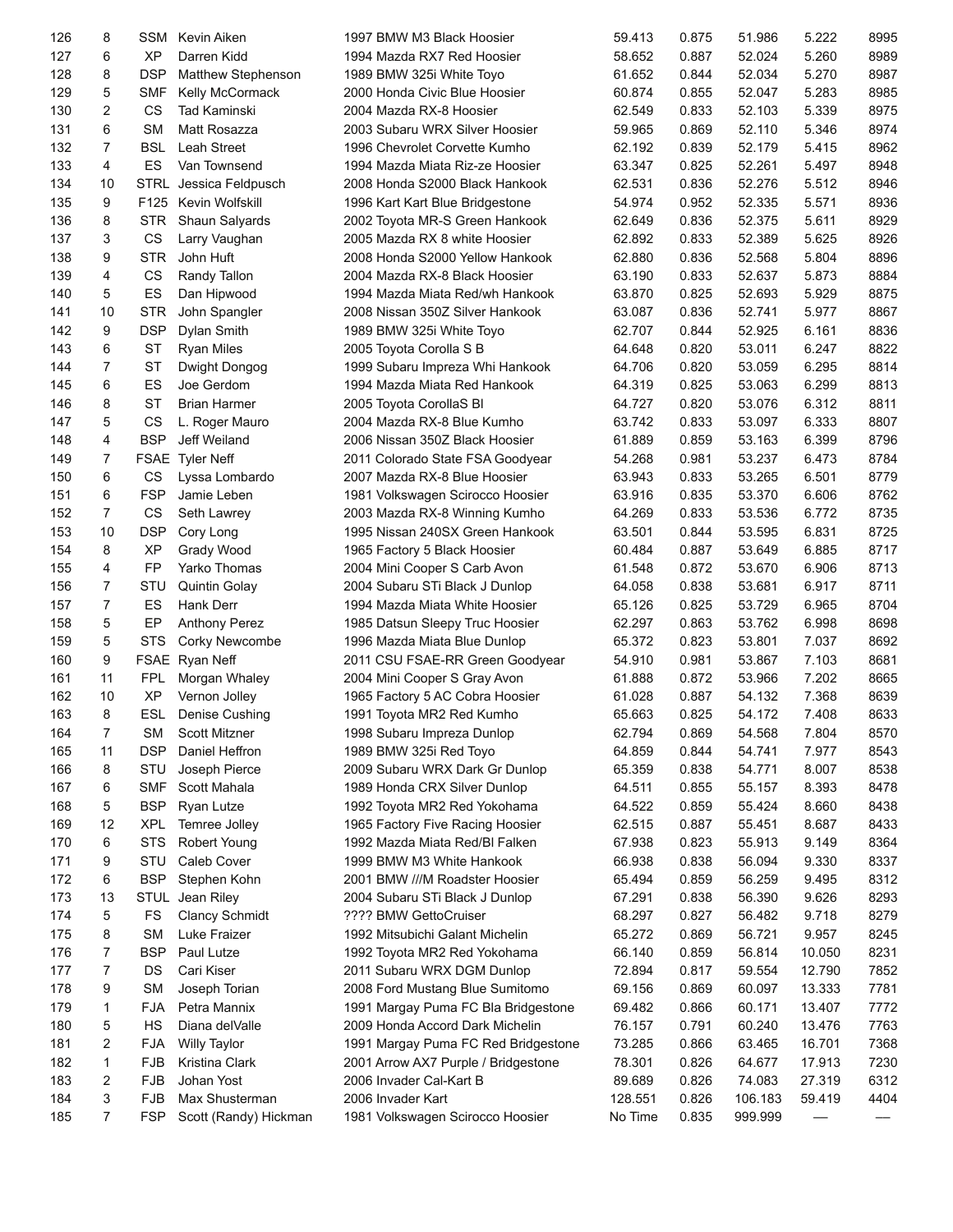| | | | | | | | | | |
|---|---|---|---|---|---|---|---|---|---|
| 126 | 8 | SSM | Kevin Aiken | 1997 BMW M3 Black Hoosier | 59.413 | 0.875 | 51.986 | 5.222 | 8995 |
| 127 | 6 | XP | Darren Kidd | 1994 Mazda RX7 Red Hoosier | 58.652 | 0.887 | 52.024 | 5.260 | 8989 |
| 128 | 8 | DSP | Matthew Stephenson | 1989 BMW 325i White Toyo | 61.652 | 0.844 | 52.034 | 5.270 | 8987 |
| 129 | 5 | SMF | Kelly McCormack | 2000 Honda Civic Blue Hoosier | 60.874 | 0.855 | 52.047 | 5.283 | 8985 |
| 130 | 2 | CS | Tad Kaminski | 2004 Mazda RX-8 Hoosier | 62.549 | 0.833 | 52.103 | 5.339 | 8975 |
| 131 | 6 | SM | Matt Rosazza | 2003 Subaru WRX Silver Hoosier | 59.965 | 0.869 | 52.110 | 5.346 | 8974 |
| 132 | 7 | BSL | Leah Street | 1996 Chevrolet Corvette Kumho | 62.192 | 0.839 | 52.179 | 5.415 | 8962 |
| 133 | 4 | ES | Van Townsend | 1994 Mazda Miata Riz-ze Hoosier | 63.347 | 0.825 | 52.261 | 5.497 | 8948 |
| 134 | 10 | STRL | Jessica Feldpusch | 2008 Honda S2000 Black Hankook | 62.531 | 0.836 | 52.276 | 5.512 | 8946 |
| 135 | 9 | F125 | Kevin Wolfskill | 1996 Kart Kart Blue Bridgestone | 54.974 | 0.952 | 52.335 | 5.571 | 8936 |
| 136 | 8 | STR | Shaun Salyards | 2002 Toyota MR-S Green Hankook | 62.649 | 0.836 | 52.375 | 5.611 | 8929 |
| 137 | 3 | CS | Larry Vaughan | 2005 Mazda RX 8 white Hoosier | 62.892 | 0.833 | 52.389 | 5.625 | 8926 |
| 138 | 9 | STR | John Huft | 2008 Honda S2000 Yellow Hankook | 62.880 | 0.836 | 52.568 | 5.804 | 8896 |
| 139 | 4 | CS | Randy Tallon | 2004 Mazda RX-8 Black Hoosier | 63.190 | 0.833 | 52.637 | 5.873 | 8884 |
| 140 | 5 | ES | Dan Hipwood | 1994 Mazda Miata Red/wh Hankook | 63.870 | 0.825 | 52.693 | 5.929 | 8875 |
| 141 | 10 | STR | John Spangler | 2008 Nissan 350Z Silver Hankook | 63.087 | 0.836 | 52.741 | 5.977 | 8867 |
| 142 | 9 | DSP | Dylan Smith | 1989 BMW 325i White Toyo | 62.707 | 0.844 | 52.925 | 6.161 | 8836 |
| 143 | 6 | ST | Ryan Miles | 2005 Toyota Corolla S B | 64.648 | 0.820 | 53.011 | 6.247 | 8822 |
| 144 | 7 | ST | Dwight Dongog | 1999 Subaru Impreza Whi Hankook | 64.706 | 0.820 | 53.059 | 6.295 | 8814 |
| 145 | 6 | ES | Joe Gerdom | 1994 Mazda Miata Red Hankook | 64.319 | 0.825 | 53.063 | 6.299 | 8813 |
| 146 | 8 | ST | Brian Harmer | 2005 Toyota CorollaS Bl | 64.727 | 0.820 | 53.076 | 6.312 | 8811 |
| 147 | 5 | CS | L. Roger Mauro | 2004 Mazda RX-8 Blue Kumho | 63.742 | 0.833 | 53.097 | 6.333 | 8807 |
| 148 | 4 | BSP | Jeff Weiland | 2006 Nissan 350Z Black Hoosier | 61.889 | 0.859 | 53.163 | 6.399 | 8796 |
| 149 | 7 | FSAE | Tyler Neff | 2011 Colorado State FSA Goodyear | 54.268 | 0.981 | 53.237 | 6.473 | 8784 |
| 150 | 6 | CS | Lyssa Lombardo | 2007 Mazda RX-8 Blue Hoosier | 63.943 | 0.833 | 53.265 | 6.501 | 8779 |
| 151 | 6 | FSP | Jamie Leben | 1981 Volkswagen Scirocco Hoosier | 63.916 | 0.835 | 53.370 | 6.606 | 8762 |
| 152 | 7 | CS | Seth Lawrey | 2003 Mazda RX-8 Winning Kumho | 64.269 | 0.833 | 53.536 | 6.772 | 8735 |
| 153 | 10 | DSP | Cory Long | 1995 Nissan 240SX Green Hankook | 63.501 | 0.844 | 53.595 | 6.831 | 8725 |
| 154 | 8 | XP | Grady Wood | 1965 Factory 5 Black Hoosier | 60.484 | 0.887 | 53.649 | 6.885 | 8717 |
| 155 | 4 | FP | Yarko Thomas | 2004 Mini Cooper S Carb Avon | 61.548 | 0.872 | 53.670 | 6.906 | 8713 |
| 156 | 7 | STU | Quintin Golay | 2004 Subaru STi Black J Dunlop | 64.058 | 0.838 | 53.681 | 6.917 | 8711 |
| 157 | 7 | ES | Hank Derr | 1994 Mazda Miata White Hoosier | 65.126 | 0.825 | 53.729 | 6.965 | 8704 |
| 158 | 5 | EP | Anthony Perez | 1985 Datsun Sleepy Truc Hoosier | 62.297 | 0.863 | 53.762 | 6.998 | 8698 |
| 159 | 5 | STS | Corky Newcombe | 1996 Mazda Miata Blue Dunlop | 65.372 | 0.823 | 53.801 | 7.037 | 8692 |
| 160 | 9 | FSAE | Ryan Neff | 2011 CSU FSAE-RR Green Goodyear | 54.910 | 0.981 | 53.867 | 7.103 | 8681 |
| 161 | 11 | FPL | Morgan Whaley | 2004 Mini Cooper S Gray Avon | 61.888 | 0.872 | 53.966 | 7.202 | 8665 |
| 162 | 10 | XP | Vernon Jolley | 1965 Factory 5 AC Cobra Hoosier | 61.028 | 0.887 | 54.132 | 7.368 | 8639 |
| 163 | 8 | ESL | Denise Cushing | 1991 Toyota MR2 Red Kumho | 65.663 | 0.825 | 54.172 | 7.408 | 8633 |
| 164 | 7 | SM | Scott Mitzner | 1998 Subaru Impreza Dunlop | 62.794 | 0.869 | 54.568 | 7.804 | 8570 |
| 165 | 11 | DSP | Daniel Heffron | 1989 BMW 325i Red Toyo | 64.859 | 0.844 | 54.741 | 7.977 | 8543 |
| 166 | 8 | STU | Joseph Pierce | 2009 Subaru WRX Dark Gr Dunlop | 65.359 | 0.838 | 54.771 | 8.007 | 8538 |
| 167 | 6 | SMF | Scott Mahala | 1989 Honda CRX Silver Dunlop | 64.511 | 0.855 | 55.157 | 8.393 | 8478 |
| 168 | 5 | BSP | Ryan Lutze | 1992 Toyota MR2 Red Yokohama | 64.522 | 0.859 | 55.424 | 8.660 | 8438 |
| 169 | 12 | XPL | Temree Jolley | 1965 Factory Five Racing Hoosier | 62.515 | 0.887 | 55.451 | 8.687 | 8433 |
| 170 | 6 | STS | Robert Young | 1992 Mazda Miata Red/Bl Falken | 67.938 | 0.823 | 55.913 | 9.149 | 8364 |
| 171 | 9 | STU | Caleb Cover | 1999 BMW M3 White Hankook | 66.938 | 0.838 | 56.094 | 9.330 | 8337 |
| 172 | 6 | BSP | Stephen Kohn | 2001 BMW ///M Roadster Hoosier | 65.494 | 0.859 | 56.259 | 9.495 | 8312 |
| 173 | 13 | STUL | Jean Riley | 2004 Subaru STi Black J Dunlop | 67.291 | 0.838 | 56.390 | 9.626 | 8293 |
| 174 | 5 | FS | Clancy Schmidt | ???? BMW GettoCruiser | 68.297 | 0.827 | 56.482 | 9.718 | 8279 |
| 175 | 8 | SM | Luke Fraizer | 1992 Mitsubichi Galant Michelin | 65.272 | 0.869 | 56.721 | 9.957 | 8245 |
| 176 | 7 | BSP | Paul Lutze | 1992 Toyota MR2 Red Yokohama | 66.140 | 0.859 | 56.814 | 10.050 | 8231 |
| 177 | 7 | DS | Cari Kiser | 2011 Subaru WRX DGM Dunlop | 72.894 | 0.817 | 59.554 | 12.790 | 7852 |
| 178 | 9 | SM | Joseph Torian | 2008 Ford Mustang Blue Sumitomo | 69.156 | 0.869 | 60.097 | 13.333 | 7781 |
| 179 | 1 | FJA | Petra Mannix | 1991 Margay Puma FC Bla Bridgestone | 69.482 | 0.866 | 60.171 | 13.407 | 7772 |
| 180 | 5 | HS | Diana delValle | 2009 Honda Accord Dark Michelin | 76.157 | 0.791 | 60.240 | 13.476 | 7763 |
| 181 | 2 | FJA | Willy Taylor | 1991 Margay Puma FC Red Bridgestone | 73.285 | 0.866 | 63.465 | 16.701 | 7368 |
| 182 | 1 | FJB | Kristina Clark | 2001 Arrow AX7 Purple / Bridgestone | 78.301 | 0.826 | 64.677 | 17.913 | 7230 |
| 183 | 2 | FJB | Johan Yost | 2006 Invader Cal-Kart B | 89.689 | 0.826 | 74.083 | 27.319 | 6312 |
| 184 | 3 | FJB | Max Shusterman | 2006 Invader Kart | 128.551 | 0.826 | 106.183 | 59.419 | 4404 |
| 185 | 7 | FSP | Scott (Randy) Hickman | 1981 Volkswagen Scirocco Hoosier | No Time | 0.835 | 999.999 | — | — |